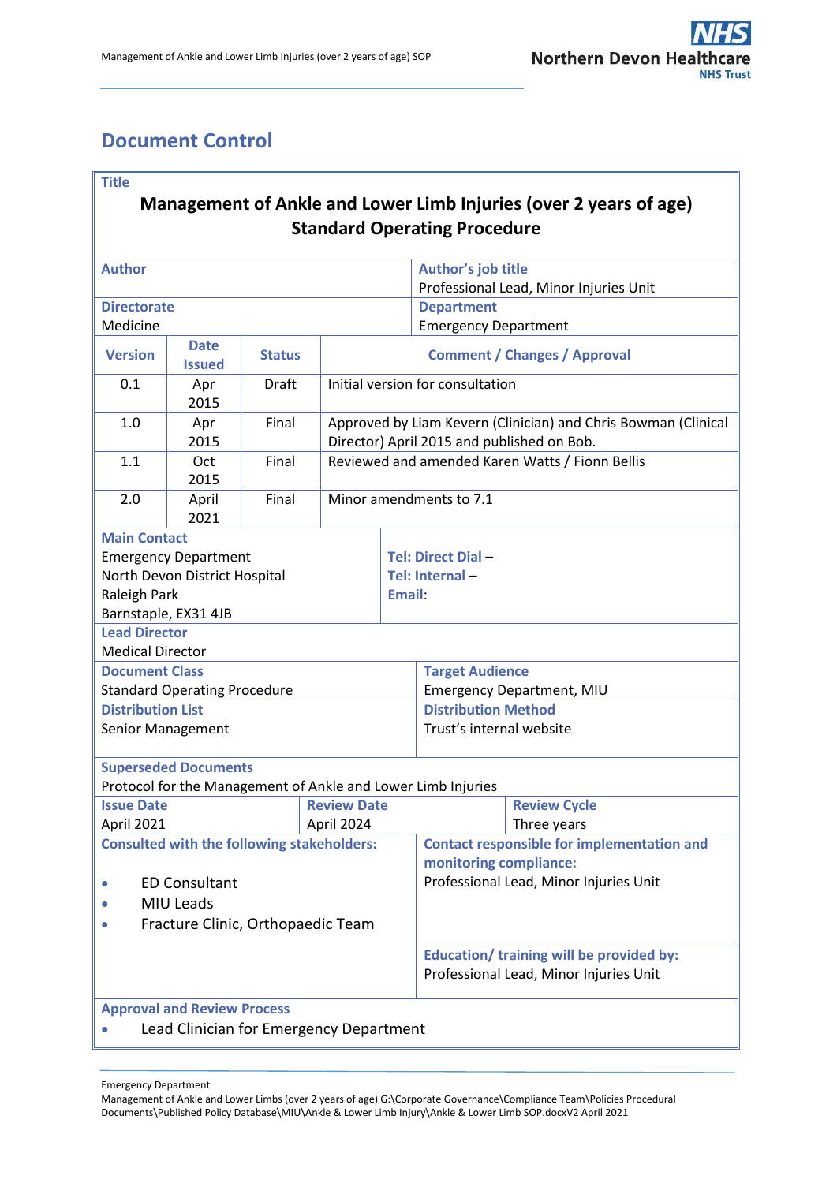# Document Control

| **Title** | | | |
|---|---|---|---|
| **Management of Ankle and Lower Limb Injuries (over 2 years of age) Standard Operating Procedure** | | | |
| **Author** | | **Author's job title** Professional Lead, Minor Injuries Unit | |
| **Directorate** Medicine | | **Department** Emergency Department | |
| **Version** | **Date Issued** | **Status** | **Comment / Changes / Approval** |
| 0.1 | Apr 2015 | Draft | Initial version for consultation |
| 1.0 | Apr 2015 | Final | Approved by Liam Kevern (Clinician) and Chris Bowman (Clinical Director) April 2015 and published on Bob. |
| 1.1 | Oct 2015 | Final | Reviewed and amended Karen Watts / Fionn Bellis |
| 2.0 | April 2021 | Final | Minor amendments to 7.1 |
| **Main Contact** Emergency Department, North Devon District Hospital, Raleigh Park, Barnstaple, EX31 4JB | | **Tel: Direct Dial** – **Tel: Internal** – **Email:** | |
| **Lead Director** Medical Director | | | |
| **Document Class** Standard Operating Procedure | | **Target Audience** Emergency Department, MIU | |
| **Distribution List** Senior Management | | **Distribution Method** Trust's internal website | |
| **Superseded Documents** Protocol for the Management of Ankle and Lower Limb Injuries | | | |
| **Issue Date** April 2021 | **Review Date** April 2024 | | **Review Cycle** Three years |
| **Consulted with the following stakeholders:** • ED Consultant • MIU Leads • Fracture Clinic, Orthopaedic Team | | **Contact responsible for implementation and monitoring compliance:** Professional Lead, Minor Injuries Unit | |
| | | **Education/ training will be provided by:** Professional Lead, Minor Injuries Unit | |
| **Approval and Review Process** • Lead Clinician for Emergency Department | | | |

Emergency Department
Management of Ankle and Lower Limbs (over 2 years of age) G:\Corporate Governance\Compliance Team\Policies Procedural Documents\Published Policy Database\MIU\Ankle & Lower Limb Injury\Ankle & Lower Limb SOP.docxV2 April 2021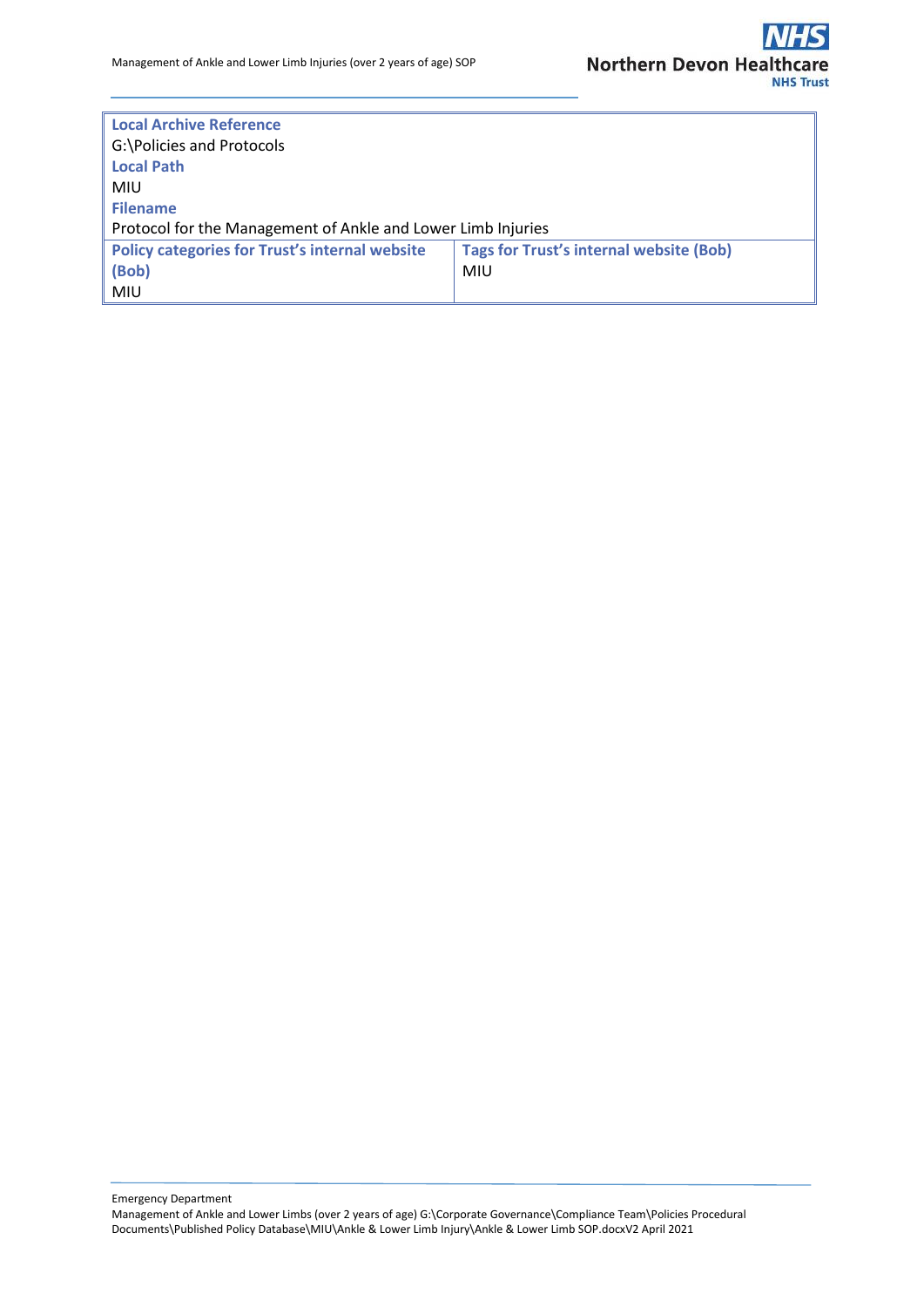| Local Archive Reference<br>G:\Policies and Protocols<br>Local Path<br>MIU<br>Filename<br>Protocol for the Management of Ankle and Lower Limb Injuries | |
|---|---|
| **Policy categories for Trust's internal website (Bob)**<br>MIU | **Tags for Trust's internal website (Bob)**<br>MIU |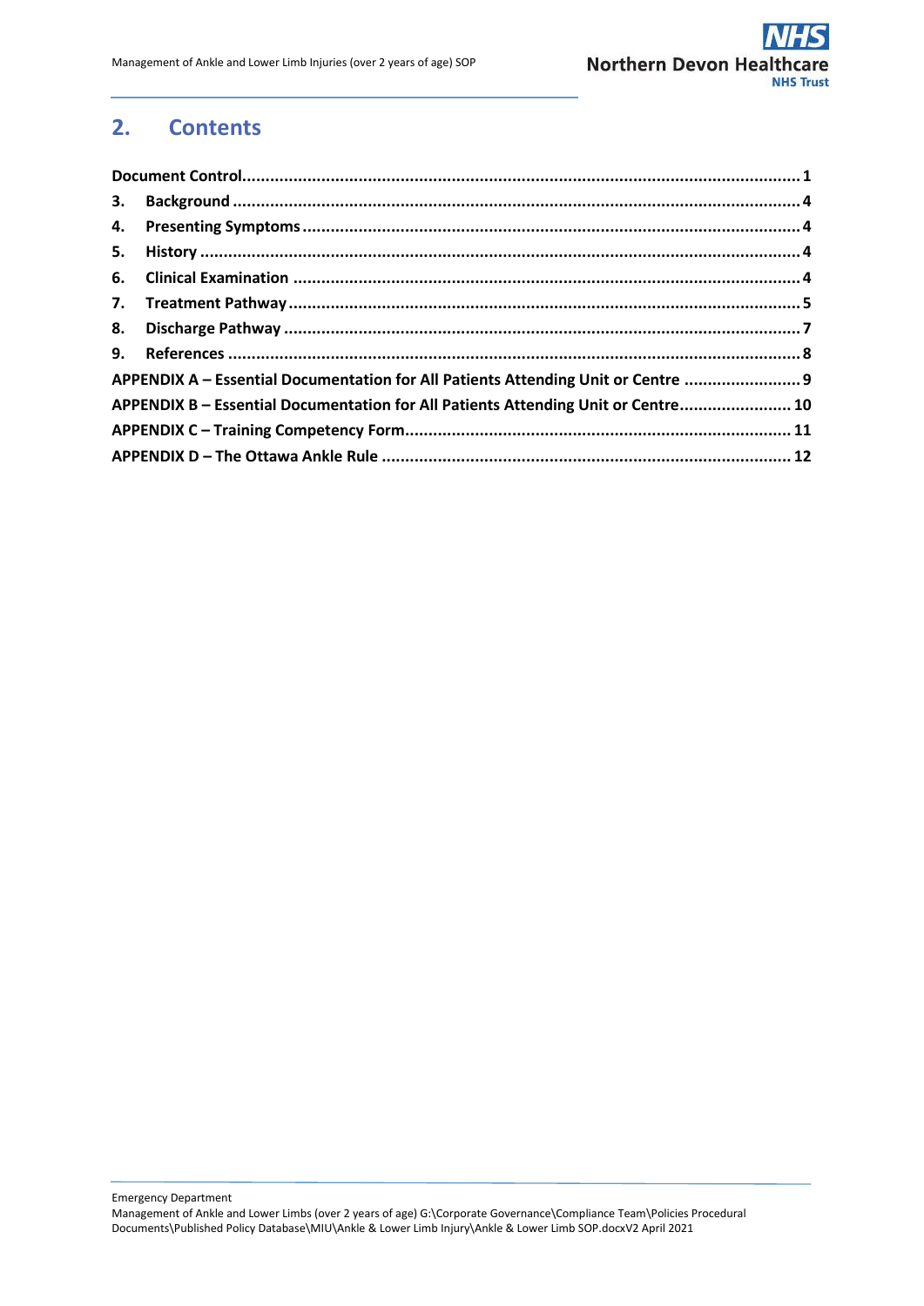## 2. Contents

**Document Control** ........ 1

**3. Background** ........ 4

**4. Presenting Symptoms** ........ 4

**5. History** ........ 4

**6. Clinical Examination** ........ 4

**7. Treatment Pathway** ........ 5

**8. Discharge Pathway** ........ 7

**9. References** ........ 8

**APPENDIX A – Essential Documentation for All Patients Attending Unit or Centre** ........ 9

**APPENDIX B – Essential Documentation for All Patients Attending Unit or Centre** ........ 10

**APPENDIX C – Training Competency Form** ........ 11

**APPENDIX D – The Ottawa Ankle Rule** ........ 12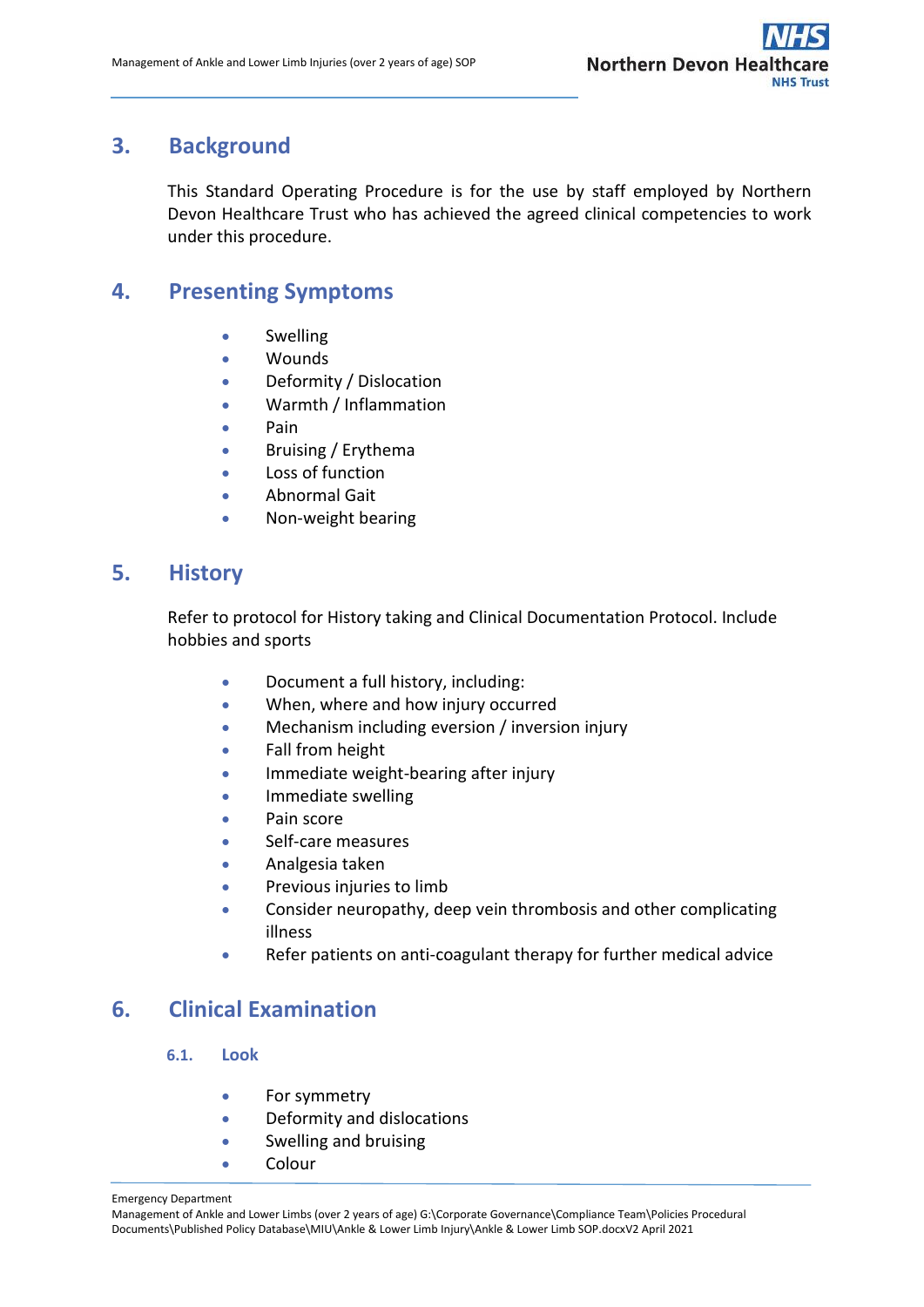## 3. Background

This Standard Operating Procedure is for the use by staff employed by Northern Devon Healthcare Trust who has achieved the agreed clinical competencies to work under this procedure.

## 4. Presenting Symptoms

- Swelling
- Wounds
- Deformity / Dislocation
- Warmth / Inflammation
- Pain
- Bruising / Erythema
- Loss of function
- Abnormal Gait
- Non-weight bearing

## 5. History

Refer to protocol for History taking and Clinical Documentation Protocol. Include hobbies and sports

- Document a full history, including:
- When, where and how injury occurred
- Mechanism including eversion / inversion injury
- Fall from height
- Immediate weight-bearing after injury
- Immediate swelling
- Pain score
- Self-care measures
- Analgesia taken
- Previous injuries to limb
- Consider neuropathy, deep vein thrombosis and other complicating illness
- Refer patients on anti-coagulant therapy for further medical advice

## 6. Clinical Examination

### 6.1. Look

- For symmetry
- Deformity and dislocations
- Swelling and bruising
- Colour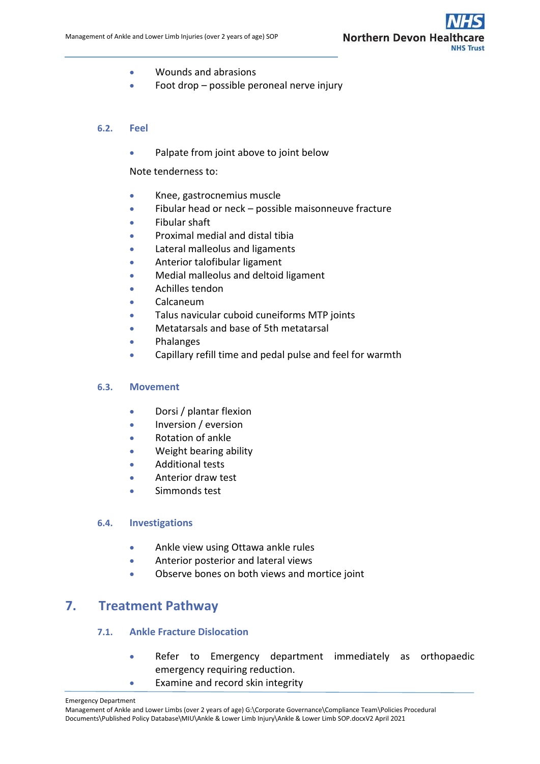- Wounds and abrasions
- Foot drop – possible peroneal nerve injury

### 6.2. Feel

- Palpate from joint above to joint below

Note tenderness to:

- Knee, gastrocnemius muscle
- Fibular head or neck – possible maisonneuve fracture
- Fibular shaft
- Proximal medial and distal tibia
- Lateral malleolus and ligaments
- Anterior talofibular ligament
- Medial malleolus and deltoid ligament
- Achilles tendon
- Calcaneum
- Talus navicular cuboid cuneiforms MTP joints
- Metatarsals and base of 5th metatarsal
- Phalanges
- Capillary refill time and pedal pulse and feel for warmth

### 6.3. Movement

- Dorsi / plantar flexion
- Inversion / eversion
- Rotation of ankle
- Weight bearing ability
- Additional tests
- Anterior draw test
- Simmonds test

### 6.4. Investigations

- Ankle view using Ottawa ankle rules
- Anterior posterior and lateral views
- Observe bones on both views and mortice joint

## 7. Treatment Pathway

### 7.1. Ankle Fracture Dislocation

- Refer to Emergency department immediately as orthopaedic emergency requiring reduction.
- Examine and record skin integrity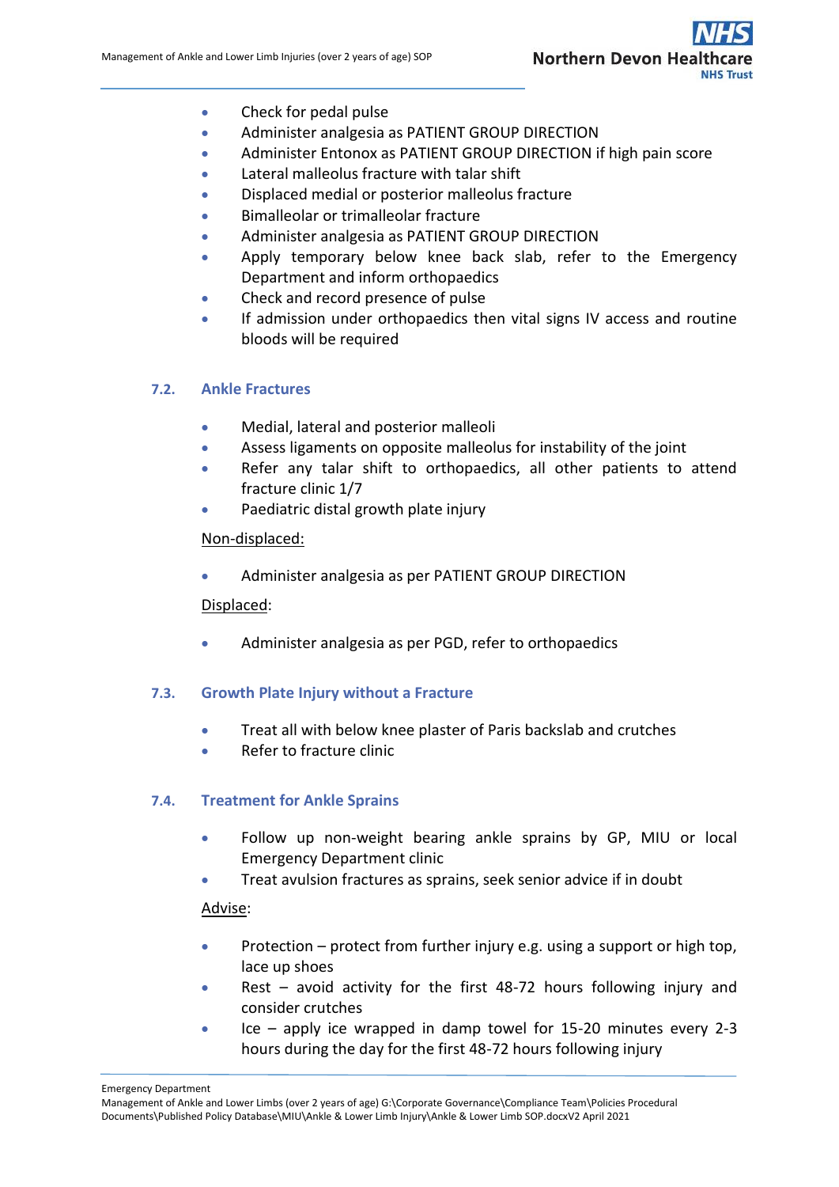- Check for pedal pulse
- Administer analgesia as PATIENT GROUP DIRECTION
- Administer Entonox as PATIENT GROUP DIRECTION if high pain score
- Lateral malleolus fracture with talar shift
- Displaced medial or posterior malleolus fracture
- Bimalleolar or trimalleolar fracture
- Administer analgesia as PATIENT GROUP DIRECTION
- Apply temporary below knee back slab, refer to the Emergency Department and inform orthopaedics
- Check and record presence of pulse
- If admission under orthopaedics then vital signs IV access and routine bloods will be required

### 7.2. Ankle Fractures

- Medial, lateral and posterior malleoli
- Assess ligaments on opposite malleolus for instability of the joint
- Refer any talar shift to orthopaedics, all other patients to attend fracture clinic 1/7
- Paediatric distal growth plate injury

Non-displaced:

- Administer analgesia as per PATIENT GROUP DIRECTION

Displaced:

- Administer analgesia as per PGD, refer to orthopaedics

### 7.3. Growth Plate Injury without a Fracture

- Treat all with below knee plaster of Paris backslab and crutches
- Refer to fracture clinic

### 7.4. Treatment for Ankle Sprains

- Follow up non-weight bearing ankle sprains by GP, MIU or local Emergency Department clinic
- Treat avulsion fractures as sprains, seek senior advice if in doubt

Advise:

- Protection – protect from further injury e.g. using a support or high top, lace up shoes
- Rest – avoid activity for the first 48-72 hours following injury and consider crutches
- Ice – apply ice wrapped in damp towel for 15-20 minutes every 2-3 hours during the day for the first 48-72 hours following injury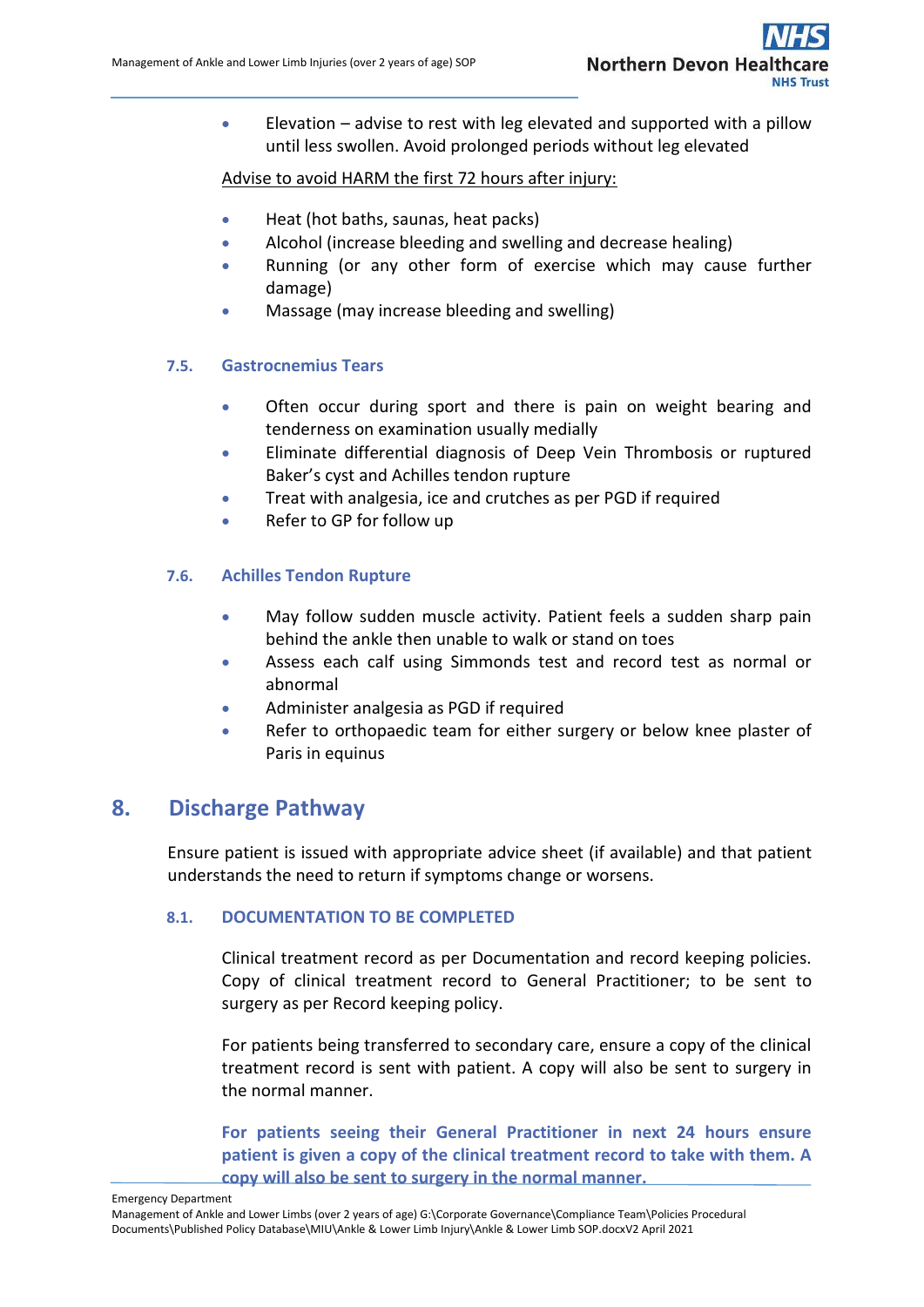- Elevation – advise to rest with leg elevated and supported with a pillow until less swollen. Avoid prolonged periods without leg elevated

<u>Advise to avoid HARM the first 72 hours after injury:</u>

- Heat (hot baths, saunas, heat packs)
- Alcohol (increase bleeding and swelling and decrease healing)
- Running (or any other form of exercise which may cause further damage)
- Massage (may increase bleeding and swelling)

### 7.5. Gastrocnemius Tears

- Often occur during sport and there is pain on weight bearing and tenderness on examination usually medially
- Eliminate differential diagnosis of Deep Vein Thrombosis or ruptured Baker's cyst and Achilles tendon rupture
- Treat with analgesia, ice and crutches as per PGD if required
- Refer to GP for follow up

### 7.6. Achilles Tendon Rupture

- May follow sudden muscle activity. Patient feels a sudden sharp pain behind the ankle then unable to walk or stand on toes
- Assess each calf using Simmonds test and record test as normal or abnormal
- Administer analgesia as PGD if required
- Refer to orthopaedic team for either surgery or below knee plaster of Paris in equinus

## 8. Discharge Pathway

Ensure patient is issued with appropriate advice sheet (if available) and that patient understands the need to return if symptoms change or worsens.

### 8.1. DOCUMENTATION TO BE COMPLETED

Clinical treatment record as per Documentation and record keeping policies. Copy of clinical treatment record to General Practitioner; to be sent to surgery as per Record keeping policy.

For patients being transferred to secondary care, ensure a copy of the clinical treatment record is sent with patient. A copy will also be sent to surgery in the normal manner.

**For patients seeing their General Practitioner in next 24 hours ensure patient is given a copy of the clinical treatment record to take with them. A copy will also be sent to surgery in the normal manner.**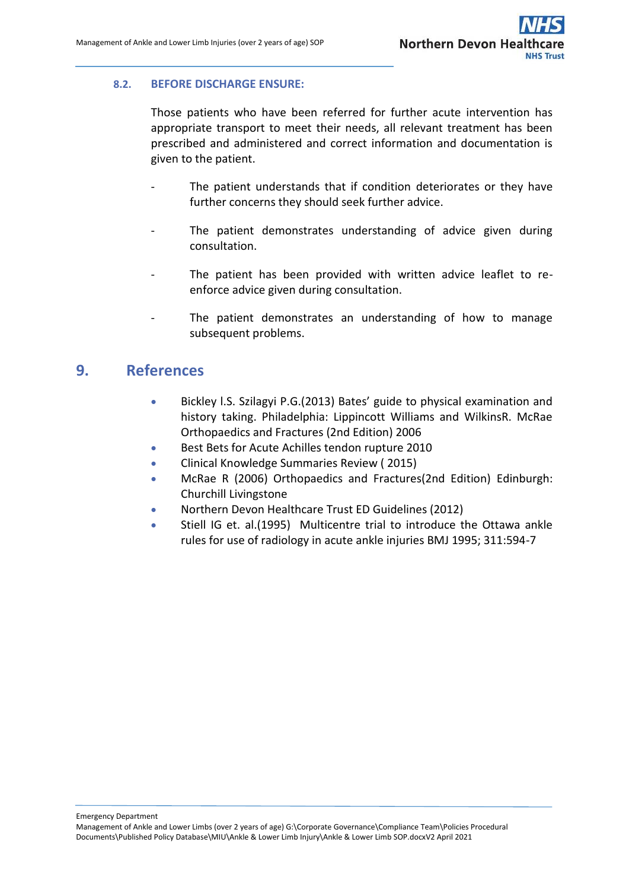### 8.2. BEFORE DISCHARGE ENSURE:

Those patients who have been referred for further acute intervention has appropriate transport to meet their needs, all relevant treatment has been prescribed and administered and correct information and documentation is given to the patient.

- The patient understands that if condition deteriorates or they have further concerns they should seek further advice.
- The patient demonstrates understanding of advice given during consultation.
- The patient has been provided with written advice leaflet to re-enforce advice given during consultation.
- The patient demonstrates an understanding of how to manage subsequent problems.

## 9. References

- Bickley l.S. Szilagyi P.G.(2013) Bates' guide to physical examination and history taking. Philadelphia: Lippincott Williams and WilkinsR. McRae Orthopaedics and Fractures (2nd Edition) 2006
- Best Bets for Acute Achilles tendon rupture 2010
- Clinical Knowledge Summaries Review ( 2015)
- McRae R (2006) Orthopaedics and Fractures(2nd Edition) Edinburgh: Churchill Livingstone
- Northern Devon Healthcare Trust ED Guidelines (2012)
- Stiell IG et. al.(1995) Multicentre trial to introduce the Ottawa ankle rules for use of radiology in acute ankle injuries BMJ 1995; 311:594-7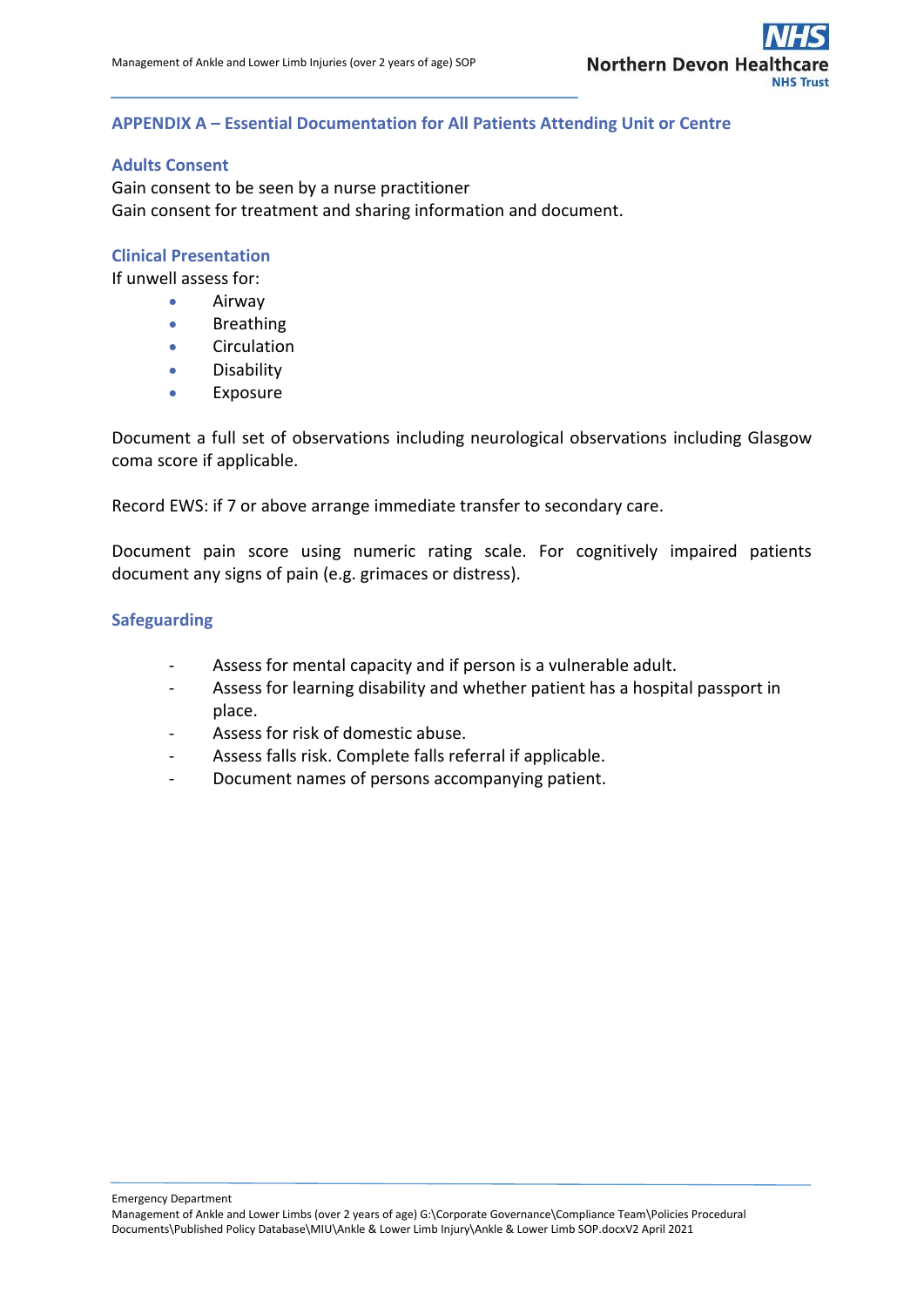## APPENDIX A – Essential Documentation for All Patients Attending Unit or Centre

### Adults Consent

Gain consent to be seen by a nurse practitioner
Gain consent for treatment and sharing information and document.

### Clinical Presentation

If unwell assess for:

- Airway
- Breathing
- Circulation
- Disability
- Exposure

Document a full set of observations including neurological observations including Glasgow coma score if applicable.

Record EWS: if 7 or above arrange immediate transfer to secondary care.

Document pain score using numeric rating scale. For cognitively impaired patients document any signs of pain (e.g. grimaces or distress).

### Safeguarding

- Assess for mental capacity and if person is a vulnerable adult.
- Assess for learning disability and whether patient has a hospital passport in place.
- Assess for risk of domestic abuse.
- Assess falls risk. Complete falls referral if applicable.
- Document names of persons accompanying patient.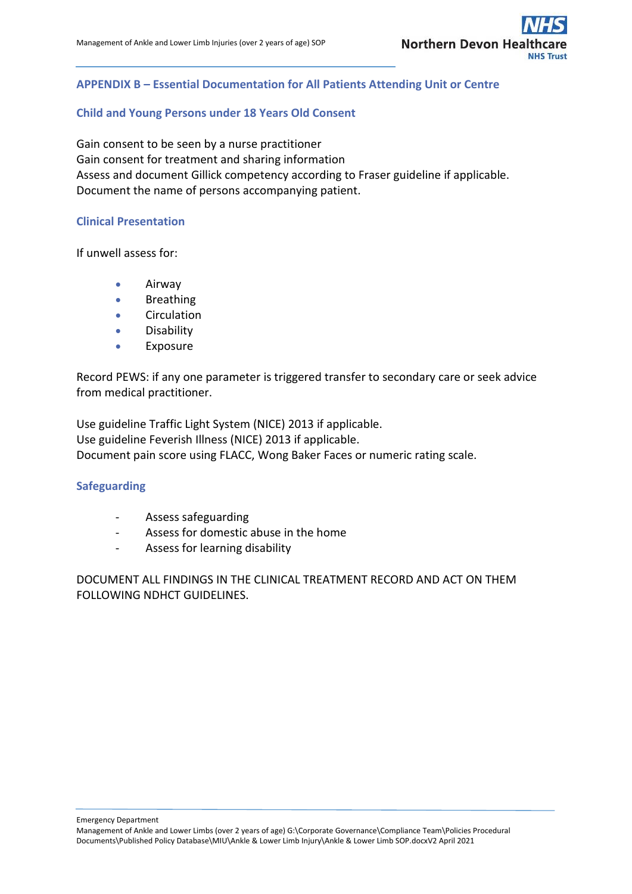## APPENDIX B – Essential Documentation for All Patients Attending Unit or Centre

### Child and Young Persons under 18 Years Old Consent

Gain consent to be seen by a nurse practitioner
Gain consent for treatment and sharing information
Assess and document Gillick competency according to Fraser guideline if applicable.
Document the name of persons accompanying patient.

### Clinical Presentation

If unwell assess for:

- Airway
- Breathing
- Circulation
- Disability
- Exposure

Record PEWS: if any one parameter is triggered transfer to secondary care or seek advice from medical practitioner.

Use guideline Traffic Light System (NICE) 2013 if applicable.
Use guideline Feverish Illness (NICE) 2013 if applicable.
Document pain score using FLACC, Wong Baker Faces or numeric rating scale.

### Safeguarding

- Assess safeguarding
- Assess for domestic abuse in the home
- Assess for learning disability

DOCUMENT ALL FINDINGS IN THE CLINICAL TREATMENT RECORD AND ACT ON THEM FOLLOWING NDHCT GUIDELINES.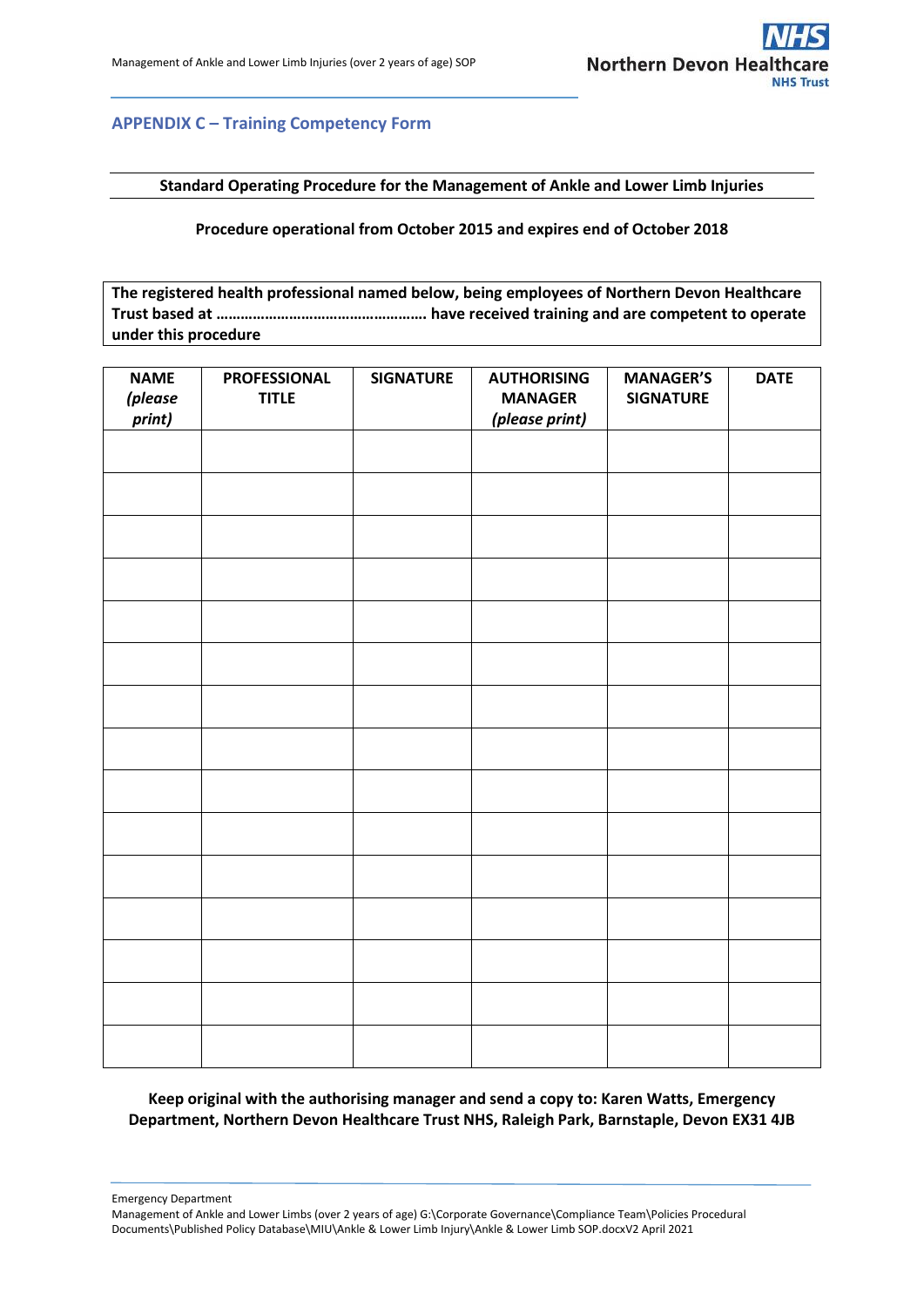## APPENDIX C – Training Competency Form

**Standard Operating Procedure for the Management of Ankle and Lower Limb Injuries**

**Procedure operational from October 2015 and expires end of October 2018**

**The registered health professional named below, being employees of Northern Devon Healthcare Trust based at …………………………………………… have received training and are competent to operate under this procedure**

| **NAME** *(please print)* | **PROFESSIONAL TITLE** | **SIGNATURE** | **AUTHORISING MANAGER** *(please print)* | **MANAGER'S SIGNATURE** | **DATE** |
|---|---|---|---|---|---|
| | | | | | |
| | | | | | |
| | | | | | |
| | | | | | |
| | | | | | |
| | | | | | |
| | | | | | |
| | | | | | |
| | | | | | |
| | | | | | |
| | | | | | |
| | | | | | |
| | | | | | |
| | | | | | |
| | | | | | |

**Keep original with the authorising manager and send a copy to: Karen Watts, Emergency Department, Northern Devon Healthcare Trust NHS, Raleigh Park, Barnstaple, Devon EX31 4JB**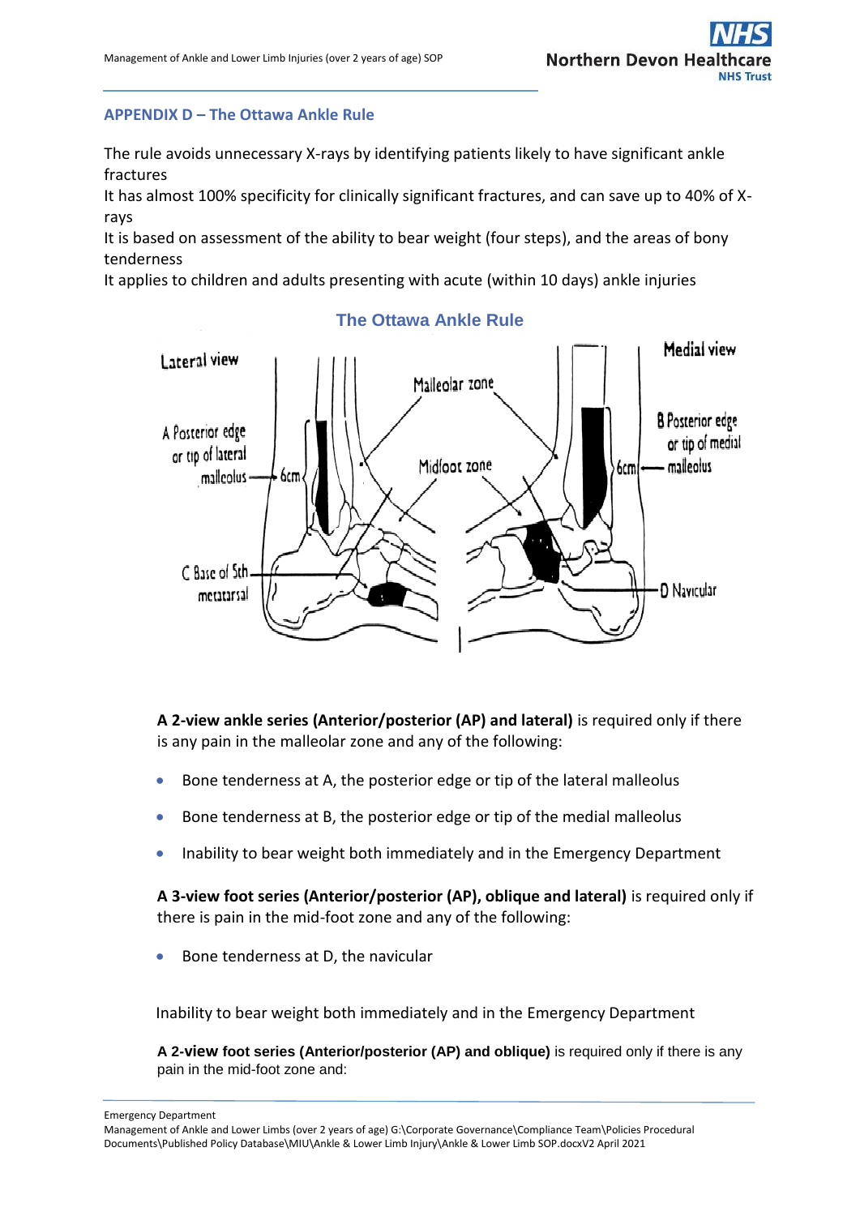## APPENDIX D – The Ottawa Ankle Rule

The rule avoids unnecessary X-rays by identifying patients likely to have significant ankle fractures

It has almost 100% specificity for clinically significant fractures, and can save up to 40% of X-rays

It is based on assessment of the ability to bear weight (four steps), and the areas of bony tenderness

It applies to children and adults presenting with acute (within 10 days) ankle injuries

### The Ottawa Ankle Rule

Lateral view

Medial view

Malleolar zone

Midfoot zone

A Posterior edge or tip of lateral malleolus

6cm

B Posterior edge or tip of medial malleolus

6cm

C Base of 5th metatarsal

D Navicular

**A 2-view ankle series (Anterior/posterior (AP) and lateral)** is required only if there is any pain in the malleolar zone and any of the following:

- Bone tenderness at A, the posterior edge or tip of the lateral malleolus
- Bone tenderness at B, the posterior edge or tip of the medial malleolus
- Inability to bear weight both immediately and in the Emergency Department

**A 3-view foot series (Anterior/posterior (AP), oblique and lateral)** is required only if there is pain in the mid-foot zone and any of the following:

- Bone tenderness at D, the navicular

Inability to bear weight both immediately and in the Emergency Department

**A 2-view foot series (Anterior/posterior (AP) and oblique)** is required only if there is any pain in the mid-foot zone and: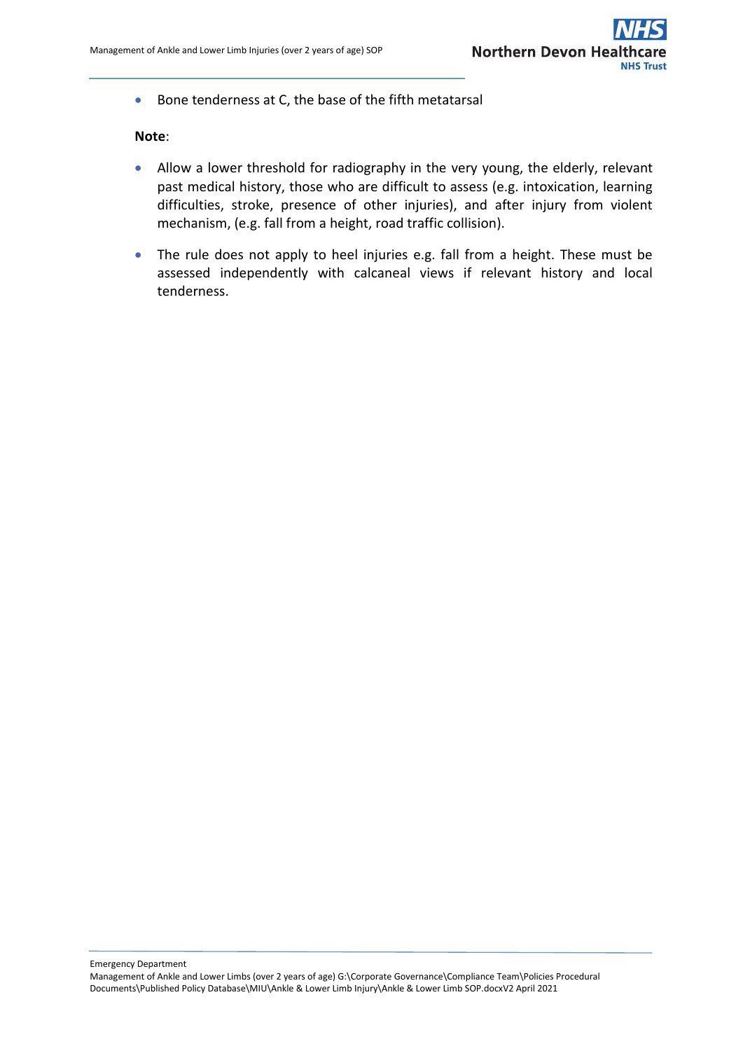- Bone tenderness at C, the base of the fifth metatarsal

**Note**:

- Allow a lower threshold for radiography in the very young, the elderly, relevant past medical history, those who are difficult to assess (e.g. intoxication, learning difficulties, stroke, presence of other injuries), and after injury from violent mechanism, (e.g. fall from a height, road traffic collision).
- The rule does not apply to heel injuries e.g. fall from a height. These must be assessed independently with calcaneal views if relevant history and local tenderness.